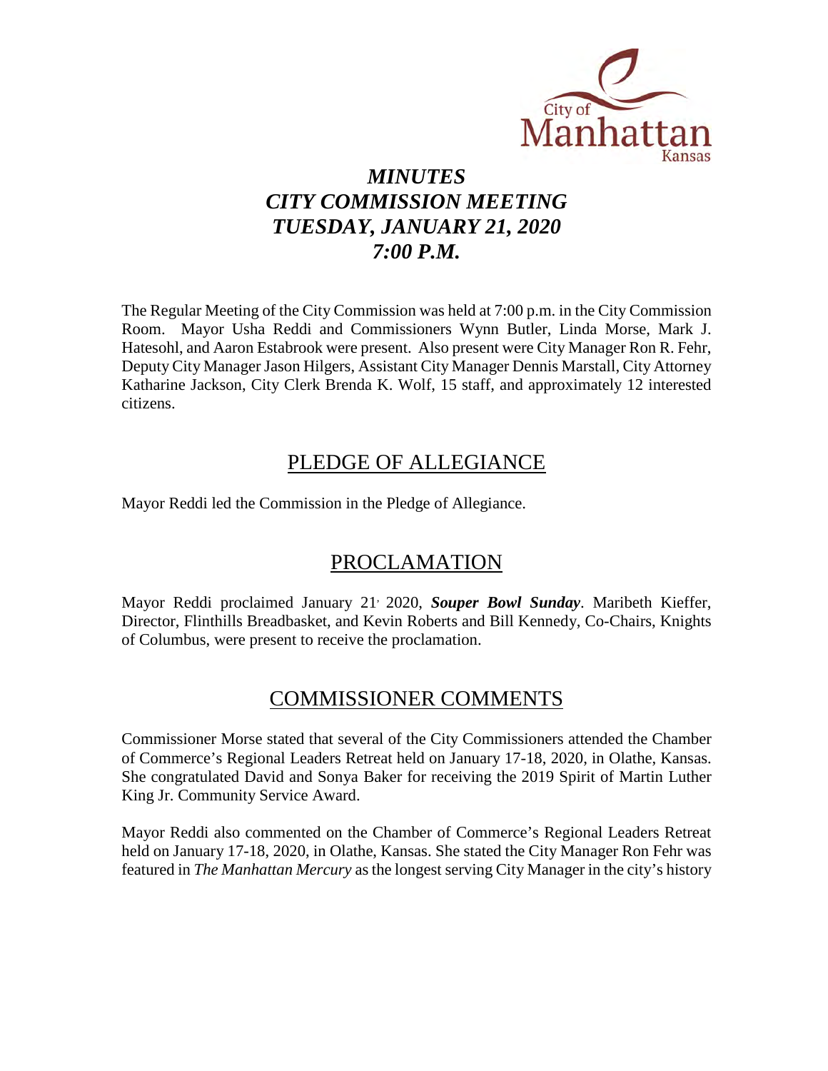City of Manhattan Kansas

# *MINUTES*
# *CITY COMMISSION MEETING*
# *TUESDAY, JANUARY 21, 2020*
# *7:00 P.M.*

The Regular Meeting of the City Commission was held at 7:00 p.m. in the City Commission Room. Mayor Usha Reddi and Commissioners Wynn Butler, Linda Morse, Mark J. Hatesohl, and Aaron Estabrook were present. Also present were City Manager Ron R. Fehr, Deputy City Manager Jason Hilgers, Assistant City Manager Dennis Marstall, City Attorney Katharine Jackson, City Clerk Brenda K. Wolf, 15 staff, and approximately 12 interested citizens.

## PLEDGE OF ALLEGIANCE

Mayor Reddi led the Commission in the Pledge of Allegiance.

## PROCLAMATION

Mayor Reddi proclaimed January 21, 2020, ***Souper Bowl Sunday***. Maribeth Kieffer, Director, Flinthills Breadbasket, and Kevin Roberts and Bill Kennedy, Co-Chairs, Knights of Columbus, were present to receive the proclamation.

## COMMISSIONER COMMENTS

Commissioner Morse stated that several of the City Commissioners attended the Chamber of Commerce's Regional Leaders Retreat held on January 17-18, 2020, in Olathe, Kansas. She congratulated David and Sonya Baker for receiving the 2019 Spirit of Martin Luther King Jr. Community Service Award.

Mayor Reddi also commented on the Chamber of Commerce's Regional Leaders Retreat held on January 17-18, 2020, in Olathe, Kansas. She stated the City Manager Ron Fehr was featured in *The Manhattan Mercury* as the longest serving City Manager in the city's history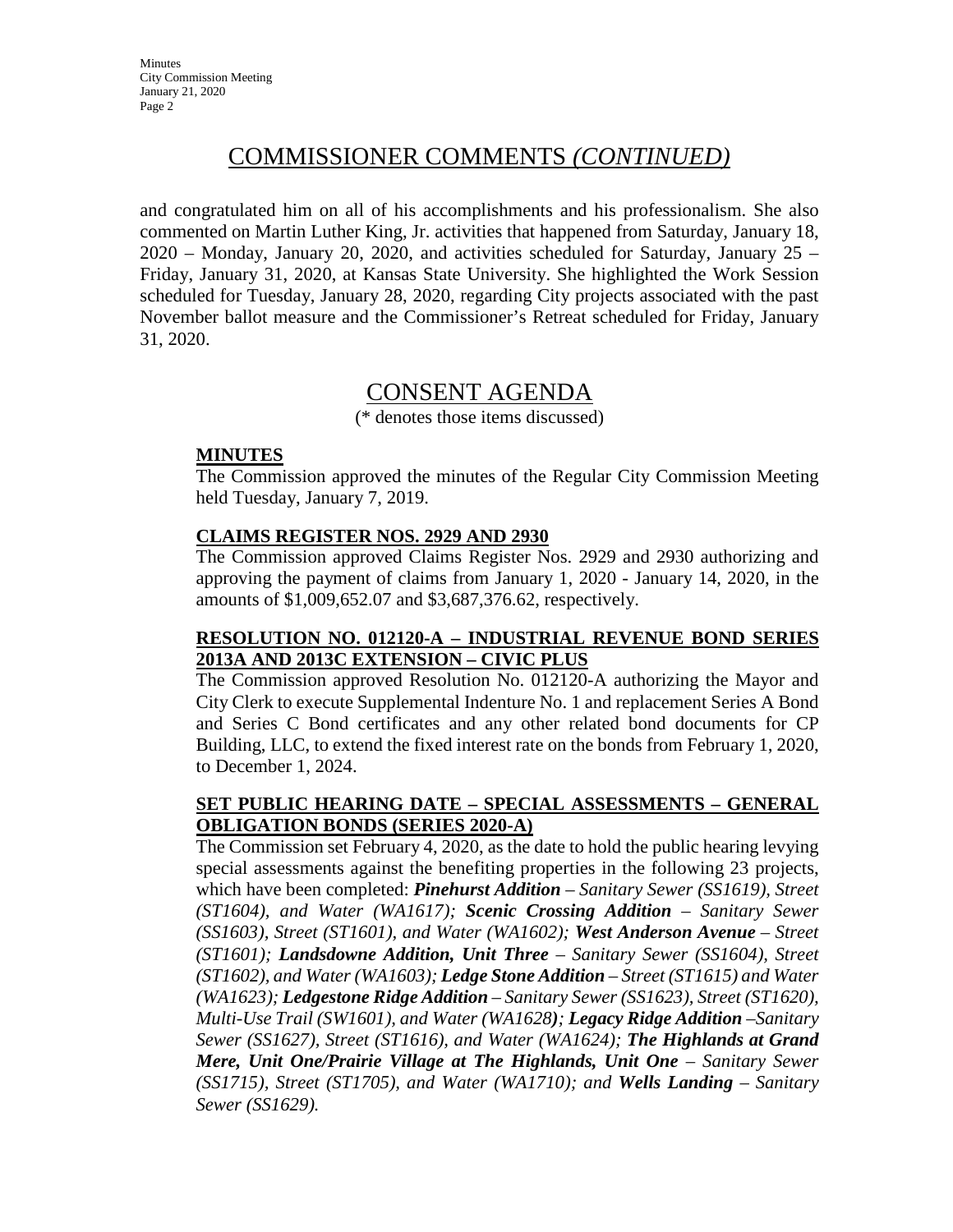## COMMISSIONER COMMENTS *(CONTINUED)*

and congratulated him on all of his accomplishments and his professionalism. She also commented on Martin Luther King, Jr. activities that happened from Saturday, January 18, 2020 – Monday, January 20, 2020, and activities scheduled for Saturday, January 25 – Friday, January 31, 2020, at Kansas State University. She highlighted the Work Session scheduled for Tuesday, January 28, 2020, regarding City projects associated with the past November ballot measure and the Commissioner's Retreat scheduled for Friday, January 31, 2020.

## CONSENT AGENDA

(* denotes those items discussed)

### MINUTES

The Commission approved the minutes of the Regular City Commission Meeting held Tuesday, January 7, 2019.

### CLAIMS REGISTER NOS. 2929 AND 2930

The Commission approved Claims Register Nos. 2929 and 2930 authorizing and approving the payment of claims from January 1, 2020 - January 14, 2020, in the amounts of $1,009,652.07 and $3,687,376.62, respectively.

### RESOLUTION NO. 012120-A – INDUSTRIAL REVENUE BOND SERIES 2013A AND 2013C EXTENSION – CIVIC PLUS

The Commission approved Resolution No. 012120-A authorizing the Mayor and City Clerk to execute Supplemental Indenture No. 1 and replacement Series A Bond and Series C Bond certificates and any other related bond documents for CP Building, LLC, to extend the fixed interest rate on the bonds from February 1, 2020, to December 1, 2024.

### SET PUBLIC HEARING DATE – SPECIAL ASSESSMENTS – GENERAL OBLIGATION BONDS (SERIES 2020-A)

The Commission set February 4, 2020, as the date to hold the public hearing levying special assessments against the benefiting properties in the following 23 projects, which have been completed: ***Pinehurst Addition*** *– Sanitary Sewer (SS1619), Street (ST1604), and Water (WA1617);* ***Scenic Crossing Addition*** *– Sanitary Sewer (SS1603), Street (ST1601), and Water (WA1602);* ***West Anderson Avenue*** *– Street (ST1601);* ***Landsdowne Addition, Unit Three*** *– Sanitary Sewer (SS1604), Street (ST1602), and Water (WA1603);* ***Ledge Stone Addition*** *– Street (ST1615) and Water (WA1623);* ***Ledgestone Ridge Addition*** *– Sanitary Sewer (SS1623), Street (ST1620), Multi-Use Trail (SW1601), and Water (WA1628);* ***Legacy Ridge Addition*** *–Sanitary Sewer (SS1627), Street (ST1616), and Water (WA1624);* ***The Highlands at Grand Mere, Unit One/Prairie Village at The Highlands, Unit One*** *– Sanitary Sewer (SS1715), Street (ST1705), and Water (WA1710); and* ***Wells Landing*** *– Sanitary Sewer (SS1629).*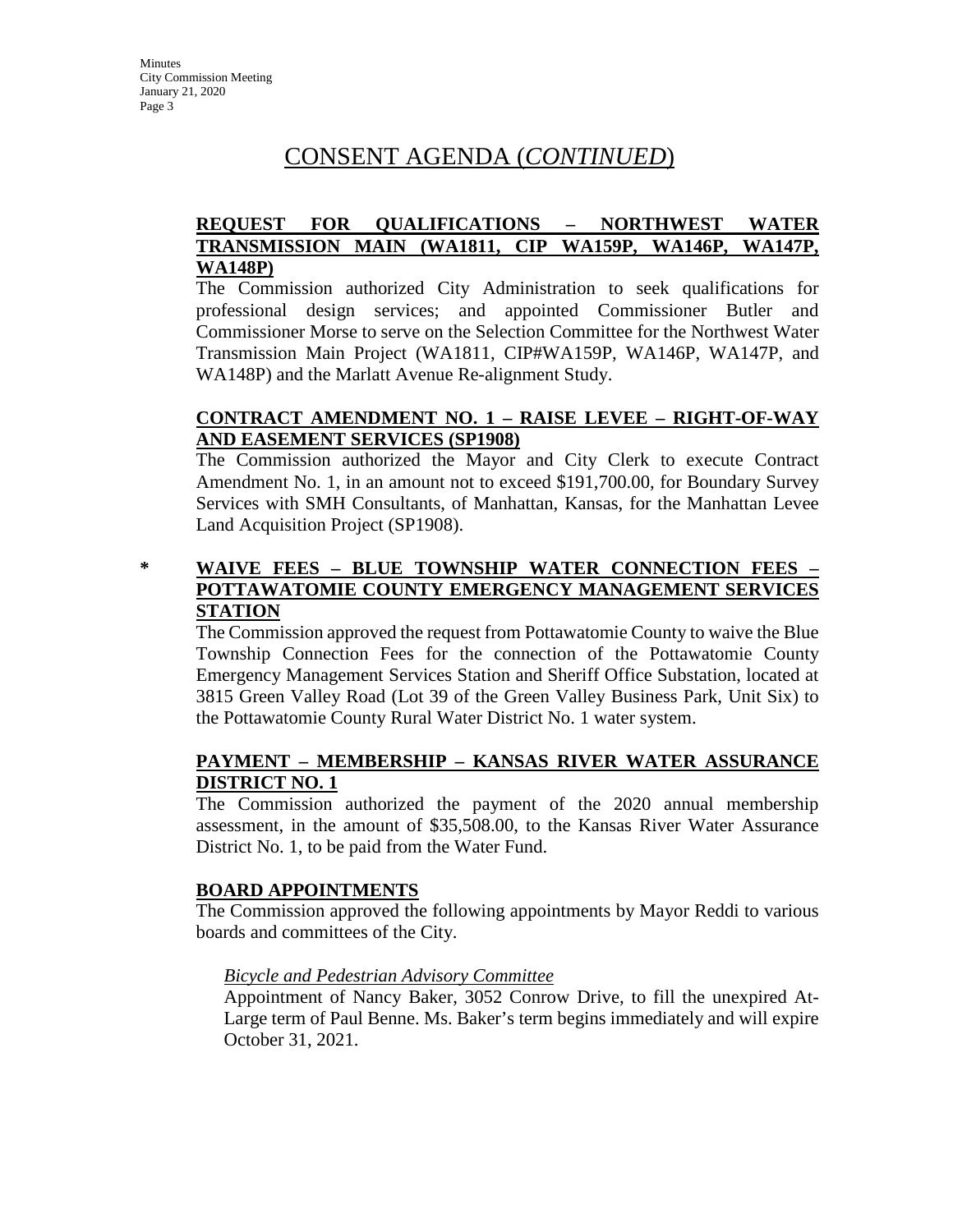# CONSENT AGENDA (*CONTINUED*)

**REQUEST FOR QUALIFICATIONS – NORTHWEST WATER TRANSMISSION MAIN (WA1811, CIP WA159P, WA146P, WA147P, WA148P)**

The Commission authorized City Administration to seek qualifications for professional design services; and appointed Commissioner Butler and Commissioner Morse to serve on the Selection Committee for the Northwest Water Transmission Main Project (WA1811, CIP#WA159P, WA146P, WA147P, and WA148P) and the Marlatt Avenue Re-alignment Study.

**CONTRACT AMENDMENT NO. 1 – RAISE LEVEE – RIGHT-OF-WAY AND EASEMENT SERVICES (SP1908)**

The Commission authorized the Mayor and City Clerk to execute Contract Amendment No. 1, in an amount not to exceed $191,700.00, for Boundary Survey Services with SMH Consultants, of Manhattan, Kansas, for the Manhattan Levee Land Acquisition Project (SP1908).

\* **WAIVE FEES – BLUE TOWNSHIP WATER CONNECTION FEES – POTTAWATOMIE COUNTY EMERGENCY MANAGEMENT SERVICES STATION**

The Commission approved the request from Pottawatomie County to waive the Blue Township Connection Fees for the connection of the Pottawatomie County Emergency Management Services Station and Sheriff Office Substation, located at 3815 Green Valley Road (Lot 39 of the Green Valley Business Park, Unit Six) to the Pottawatomie County Rural Water District No. 1 water system.

**PAYMENT – MEMBERSHIP – KANSAS RIVER WATER ASSURANCE DISTRICT NO. 1**

The Commission authorized the payment of the 2020 annual membership assessment, in the amount of $35,508.00, to the Kansas River Water Assurance District No. 1, to be paid from the Water Fund.

**BOARD APPOINTMENTS**

The Commission approved the following appointments by Mayor Reddi to various boards and committees of the City.

*Bicycle and Pedestrian Advisory Committee*

Appointment of Nancy Baker, 3052 Conrow Drive, to fill the unexpired At-Large term of Paul Benne. Ms. Baker's term begins immediately and will expire October 31, 2021.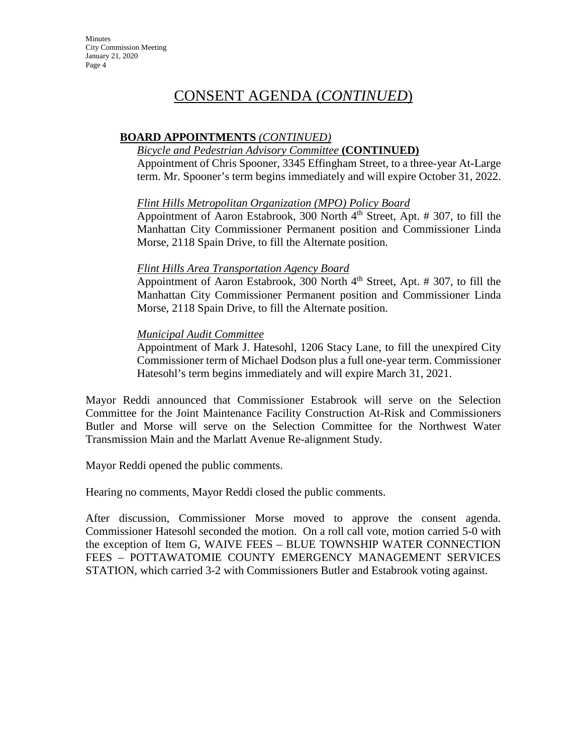# CONSENT AGENDA (*CONTINUED*)

**BOARD APPOINTMENTS** *(CONTINUED)*

*Bicycle and Pedestrian Advisory Committee* **(CONTINUED)**

Appointment of Chris Spooner, 3345 Effingham Street, to a three-year At-Large term. Mr. Spooner's term begins immediately and will expire October 31, 2022.

*Flint Hills Metropolitan Organization (MPO) Policy Board*

Appointment of Aaron Estabrook, 300 North 4th Street, Apt. # 307, to fill the Manhattan City Commissioner Permanent position and Commissioner Linda Morse, 2118 Spain Drive, to fill the Alternate position.

*Flint Hills Area Transportation Agency Board*

Appointment of Aaron Estabrook, 300 North 4th Street, Apt. # 307, to fill the Manhattan City Commissioner Permanent position and Commissioner Linda Morse, 2118 Spain Drive, to fill the Alternate position.

*Municipal Audit Committee*

Appointment of Mark J. Hatesohl, 1206 Stacy Lane, to fill the unexpired City Commissioner term of Michael Dodson plus a full one-year term. Commissioner Hatesohl's term begins immediately and will expire March 31, 2021.

Mayor Reddi announced that Commissioner Estabrook will serve on the Selection Committee for the Joint Maintenance Facility Construction At-Risk and Commissioners Butler and Morse will serve on the Selection Committee for the Northwest Water Transmission Main and the Marlatt Avenue Re-alignment Study.

Mayor Reddi opened the public comments.

Hearing no comments, Mayor Reddi closed the public comments.

After discussion, Commissioner Morse moved to approve the consent agenda. Commissioner Hatesohl seconded the motion. On a roll call vote, motion carried 5-0 with the exception of Item G, WAIVE FEES – BLUE TOWNSHIP WATER CONNECTION FEES – POTTAWATOMIE COUNTY EMERGENCY MANAGEMENT SERVICES STATION, which carried 3-2 with Commissioners Butler and Estabrook voting against.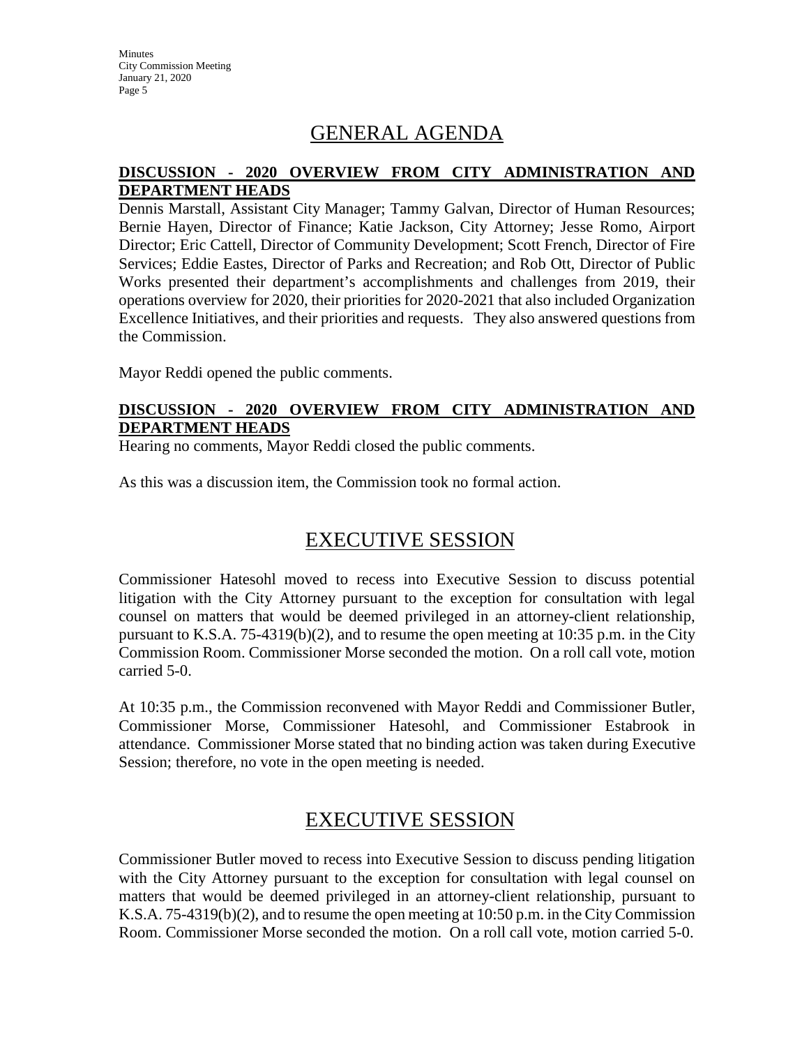## GENERAL AGENDA

**DISCUSSION - 2020 OVERVIEW FROM CITY ADMINISTRATION AND DEPARTMENT HEADS**

Dennis Marstall, Assistant City Manager; Tammy Galvan, Director of Human Resources; Bernie Hayen, Director of Finance; Katie Jackson, City Attorney; Jesse Romo, Airport Director; Eric Cattell, Director of Community Development; Scott French, Director of Fire Services; Eddie Eastes, Director of Parks and Recreation; and Rob Ott, Director of Public Works presented their department's accomplishments and challenges from 2019, their operations overview for 2020, their priorities for 2020-2021 that also included Organization Excellence Initiatives, and their priorities and requests. They also answered questions from the Commission.

Mayor Reddi opened the public comments.

**DISCUSSION - 2020 OVERVIEW FROM CITY ADMINISTRATION AND DEPARTMENT HEADS**

Hearing no comments, Mayor Reddi closed the public comments.

As this was a discussion item, the Commission took no formal action.

## EXECUTIVE SESSION

Commissioner Hatesohl moved to recess into Executive Session to discuss potential litigation with the City Attorney pursuant to the exception for consultation with legal counsel on matters that would be deemed privileged in an attorney-client relationship, pursuant to K.S.A. 75-4319(b)(2), and to resume the open meeting at 10:35 p.m. in the City Commission Room. Commissioner Morse seconded the motion. On a roll call vote, motion carried 5-0.

At 10:35 p.m., the Commission reconvened with Mayor Reddi and Commissioner Butler, Commissioner Morse, Commissioner Hatesohl, and Commissioner Estabrook in attendance. Commissioner Morse stated that no binding action was taken during Executive Session; therefore, no vote in the open meeting is needed.

## EXECUTIVE SESSION

Commissioner Butler moved to recess into Executive Session to discuss pending litigation with the City Attorney pursuant to the exception for consultation with legal counsel on matters that would be deemed privileged in an attorney-client relationship, pursuant to K.S.A. 75-4319(b)(2), and to resume the open meeting at 10:50 p.m. in the City Commission Room. Commissioner Morse seconded the motion. On a roll call vote, motion carried 5-0.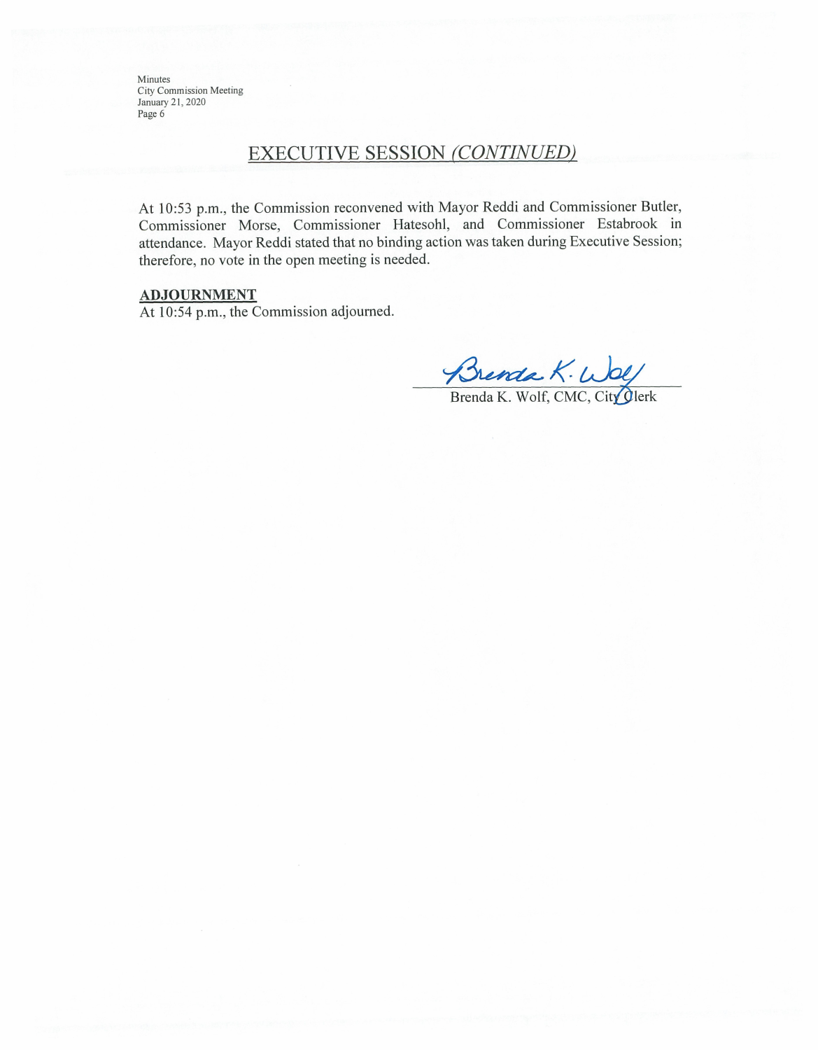## EXECUTIVE SESSION *(CONTINUED)*

At 10:53 p.m., the Commission reconvened with Mayor Reddi and Commissioner Butler, Commissioner Morse, Commissioner Hatesohl, and Commissioner Estabrook in attendance. Mayor Reddi stated that no binding action was taken during Executive Session; therefore, no vote in the open meeting is needed.

**ADJOURNMENT**

At 10:54 p.m., the Commission adjourned.

Brenda K. Wolf

Brenda K. Wolf, CMC, City Clerk